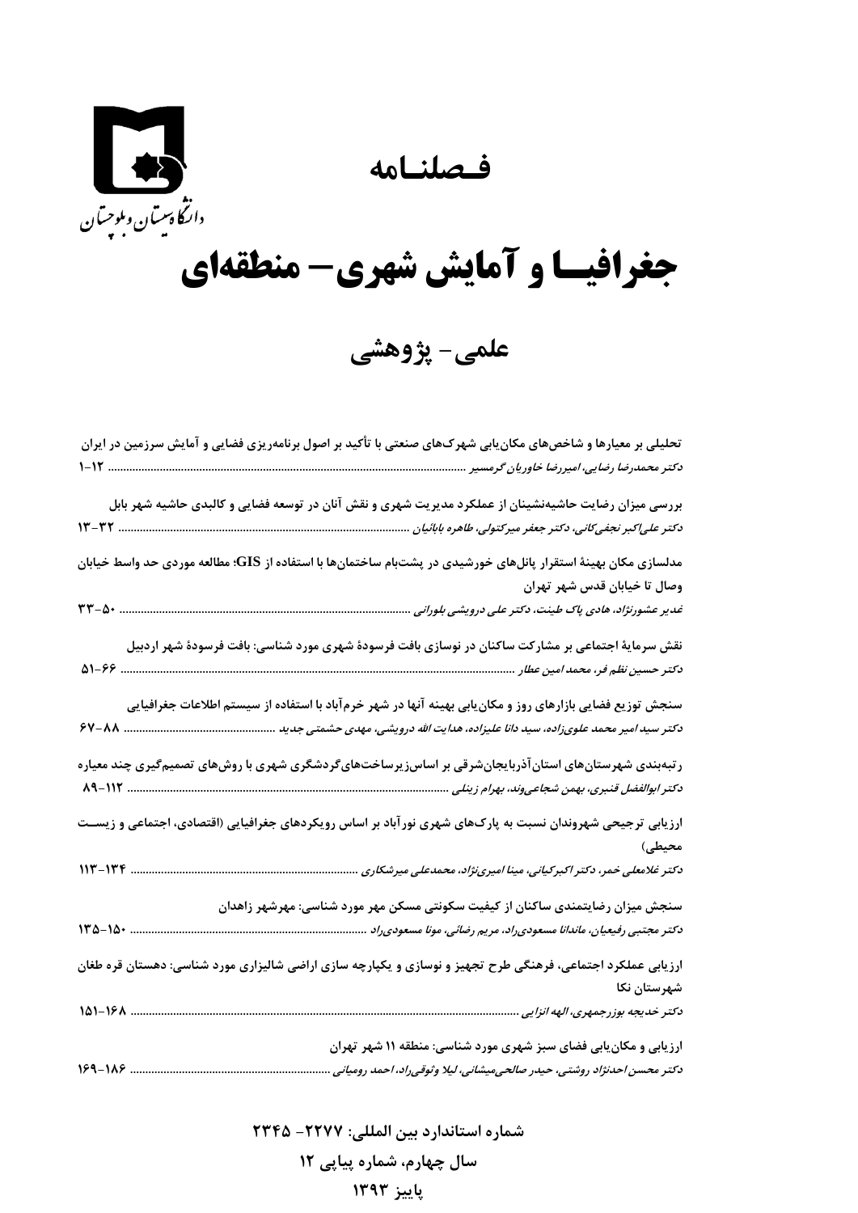دانشگاه سیستان و بلوچستان

# فصلنامه

# جغرافیا و آمایش شهری- منطقه‌ای

## علمی- پژوهشی

**تحلیلی بر معیارها و شاخص‌های مکان‌یابی شهرک‌های صنعتی با تأکید بر اصول برنامه‌ریزی فضایی و آمایش سرزمین در ایران**
*دکتر محمدرضا رضایی، امیررضا خاوریان گرمسیر* ............ ۱۲-۱

**بررسی میزان رضایت حاشیه‌نشینان از عملکرد مدیریت شهری و نقش آنان در توسعه فضایی و کالبدی حاشیه شهر بابل**
*دکتر علی‌اکبر نجفی‌کانی، دکتر جعفر میرکتولی، طاهره بابائیان* ............ ۳۲-۱۳

**مدلسازی مکان بهینهٔ استقرار پانل‌های خورشیدی در پشت‌بام ساختمان‌ها با استفاده از GIS؛ مطالعه موردی حد واسط خیابان وصال تا خیابان قدس شهر تهران**
*غدیر عشورنژاد، هادی پاک طینت، دکتر علی درویشی بلورانی* ............ ۵۰-۳۳

**نقش سرمایهٔ اجتماعی بر مشارکت ساکنان در نوسازی بافت فرسودهٔ شهری مورد شناسی: بافت فرسودهٔ شهر اردبیل**
*دکتر حسین نظم فر، محمد امین عطار* ............ ۶۶-۵۱

**سنجش توزیع فضایی بازارهای روز و مکان‌یابی بهینه آنها در شهر خرم‌آباد با استفاده از سیستم اطلاعات جغرافیایی**
*دکتر سید امیر محمد علوی‌زاده، سید دانا علیزاده، هدایت الله درویشی، مهدی حشمتی جدید* ............ ۸۸-۶۷

**رتبه‌بندی شهرستان‌های استان‌آذربایجان‌شرقی بر اساس‌زیرساخت‌های‌گردشگری شهری با روش‌های تصمیم‌گیری چند معیاره**
*دکتر ابوالفضل قنبری، بهمن شجاعی‌وند، بهرام زینلی* ............ ۱۱۲-۸۹

**ارزیابی ترجیحی شهروندان نسبت به پارک‌های شهری نورآباد بر اساس رویکردهای جغرافیایی (اقتصادی، اجتماعی و زیست محیطی)**
*دکتر غلامعلی خمر، دکتر اکبرکیانی، مینا امیری‌نژاد، محمدعلی میرشکاری* ............ ۱۳۴-۱۱۳

**سنجش میزان رضایتمندی ساکنان از کیفیت سکونتی مسکن مهر مورد شناسی: مهرشهر زاهدان**
*دکتر مجتبی رفیعیان، ماندانا مسعودی‌راد، مریم رضائی، مونا مسعودی‌راد* ............ ۱۵۰-۱۳۵

**ارزیابی عملکرد اجتماعی، فرهنگی طرح تجهیز و نوسازی و یکپارچه سازی اراضی شالیزاری مورد شناسی: دهستان قره طغان شهرستان نکا**
*دکتر خدیجه بوزرجمهری، الهه انزابی* ............ ۱۶۸-۱۵۱

**ارزیابی و مکان‌یابی فضای سبز شهری مورد شناسی: منطقه ۱۱ شهر تهران**
*دکتر محسن احدنژاد روشتی، حیدر صالحی‌میشانی، لیلا وثوقی‌راد، احمد رومیانی* ............ ۱۸۶-۱۶۹

**شماره استاندارد بین المللی: ۲۲۷۷- ۲۳۴۵**

**سال چهارم، شماره پیاپی ۱۲**

**پاییز ۱۳۹۳**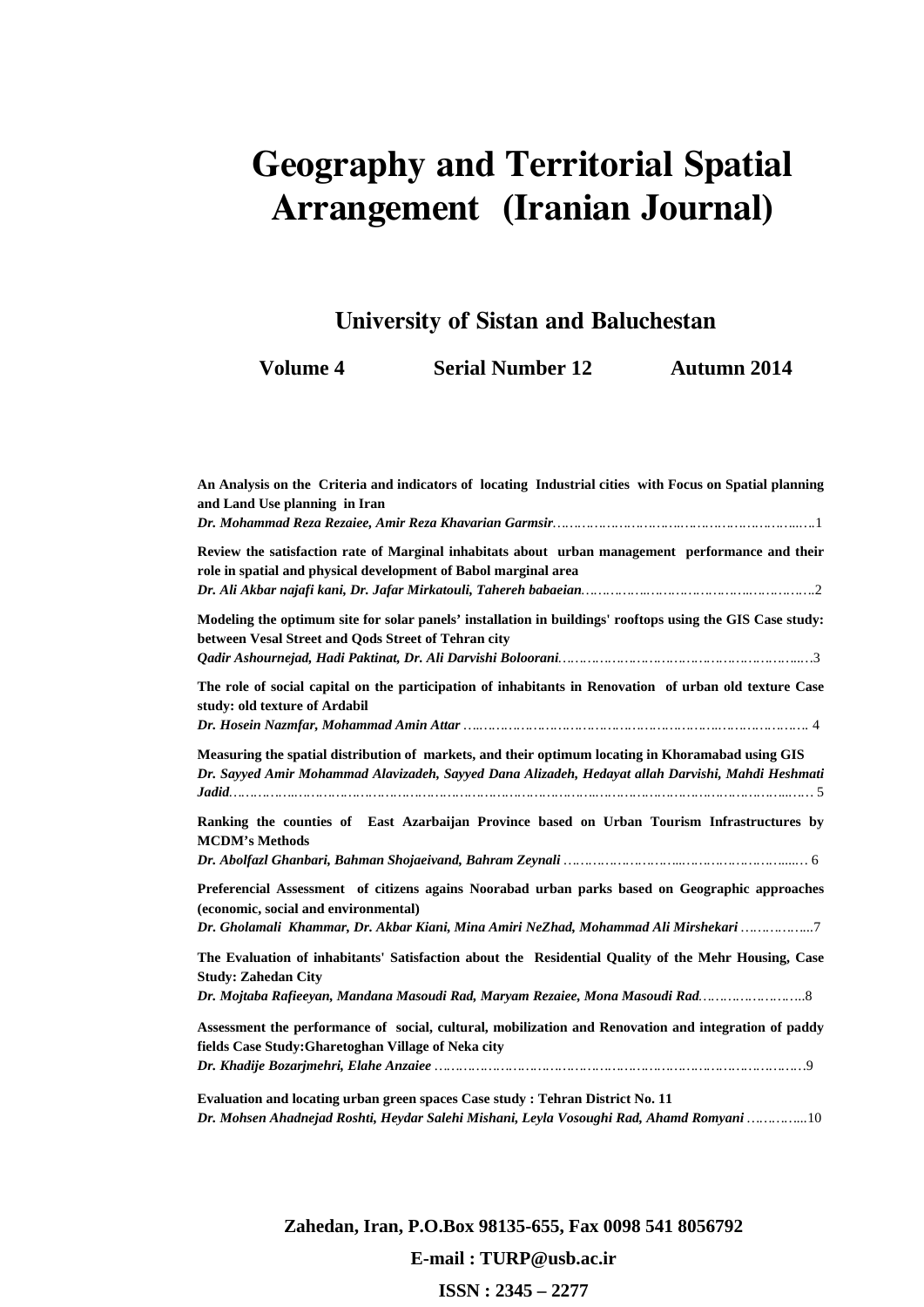# Geography and Territorial Spatial Arrangement (Iranian Journal)

## University of Sistan and Baluchestan

**Volume 4 Serial Number 12 Autumn 2014**

**An Analysis on the Criteria and indicators of locating Industrial cities with Focus on Spatial planning and Land Use planning in Iran**
***Dr. Mohammad Reza Rezaiee, Amir Reza Khavarian Garmsir***…………………………………………………………..1

**Review the satisfaction rate of Marginal inhabitats about urban management performance and their role in spatial and physical development of Babol marginal area**
***Dr. Ali Akbar najafi kani, Dr. Jafar Mirkatouli, Tahereh babaeian***…………………………………………………..2

**Modeling the optimum site for solar panels' installation in buildings' rooftops using the GIS Case study: between Vesal Street and Qods Street of Tehran city**
***Qadir Ashournejad, Hadi Paktinat, Dr. Ali Darvishi Boloorani***……………………………………………………..3

**The role of social capital on the participation of inhabitants in Renovation of urban old texture Case study: old texture of Ardabil**
***Dr. Hosein Nazmfar, Mohammad Amin Attar*** ……………………………………………………………………… 4

**Measuring the spatial distribution of markets, and their optimum locating in Khoramabad using GIS**
***Dr. Sayyed Amir Mohammad Alavizadeh, Sayyed Dana Alizadeh, Hedayat allah Darvishi, Mahdi Heshmati Jadid***……………………………………………………………………………………………………………… 5

**Ranking the counties of East Azarbaijan Province based on Urban Tourism Infrastructures by MCDM's Methods**
***Dr. Abolfazl Ghanbari, Bahman Shojaeivand, Bahram Zeynali*** ………………………………………………… 6

**Preferencial Assessment of citizens agains Noorabad urban parks based on Geographic approaches (economic, social and environmental)**
***Dr. Gholamali Khammar, Dr. Akbar Kiani, Mina Amiri NeZhad, Mohammad Ali Mirshekari*** ……………...7

**The Evaluation of inhabitants' Satisfaction about the Residential Quality of the Mehr Housing, Case Study: Zahedan City**
***Dr. Mojtaba Rafieeyan, Mandana Masoudi Rad, Maryam Rezaiee, Mona Masoudi Rad***……………………..8

**Assessment the performance of social, cultural, mobilization and Renovation and integration of paddy fields Case Study:Gharetoghan Village of Neka city**
***Dr. Khadije Bozarjmehri, Elahe Anzaiee*** …………………………………………………………………………9

**Evaluation and locating urban green spaces Case study : Tehran District No. 11**
***Dr. Mohsen Ahadnejad Roshti, Heydar Salehi Mishani, Leyla Vosoughi Rad, Ahamd Romyani*** …………...10

**Zahedan, Iran, P.O.Box 98135-655, Fax 0098 541 8056792**

**E-mail : TURP@usb.ac.ir**

**ISSN : 2345 – 2277**